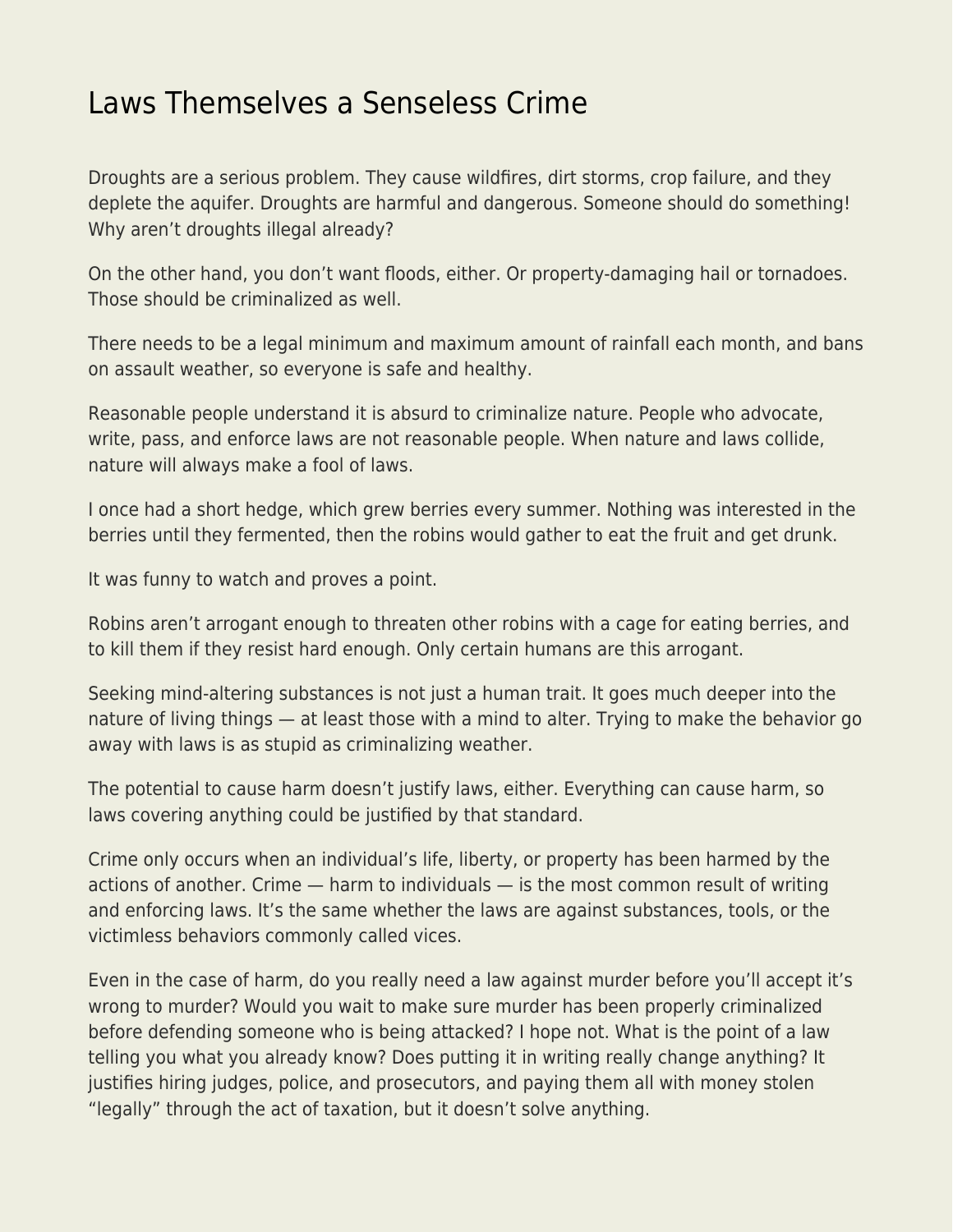# Laws Themselves a Senseless Crime

Droughts are a serious problem. They cause wildfires, dirt storms, crop failure, and they deplete the aquifer. Droughts are harmful and dangerous. Someone should do something! Why aren't droughts illegal already?

On the other hand, you don't want floods, either. Or property-damaging hail or tornadoes. Those should be criminalized as well.

There needs to be a legal minimum and maximum amount of rainfall each month, and bans on assault weather, so everyone is safe and healthy.

Reasonable people understand it is absurd to criminalize nature. People who advocate, write, pass, and enforce laws are not reasonable people. When nature and laws collide, nature will always make a fool of laws.

I once had a short hedge, which grew berries every summer. Nothing was interested in the berries until they fermented, then the robins would gather to eat the fruit and get drunk.

It was funny to watch and proves a point.

Robins aren't arrogant enough to threaten other robins with a cage for eating berries, and to kill them if they resist hard enough. Only certain humans are this arrogant.

Seeking mind-altering substances is not just a human trait. It goes much deeper into the nature of living things — at least those with a mind to alter. Trying to make the behavior go away with laws is as stupid as criminalizing weather.

The potential to cause harm doesn't justify laws, either. Everything can cause harm, so laws covering anything could be justified by that standard.

Crime only occurs when an individual's life, liberty, or property has been harmed by the actions of another. Crime — harm to individuals — is the most common result of writing and enforcing laws. It's the same whether the laws are against substances, tools, or the victimless behaviors commonly called vices.

Even in the case of harm, do you really need a law against murder before you'll accept it's wrong to murder? Would you wait to make sure murder has been properly criminalized before defending someone who is being attacked? I hope not. What is the point of a law telling you what you already know? Does putting it in writing really change anything? It justifies hiring judges, police, and prosecutors, and paying them all with money stolen "legally" through the act of taxation, but it doesn't solve anything.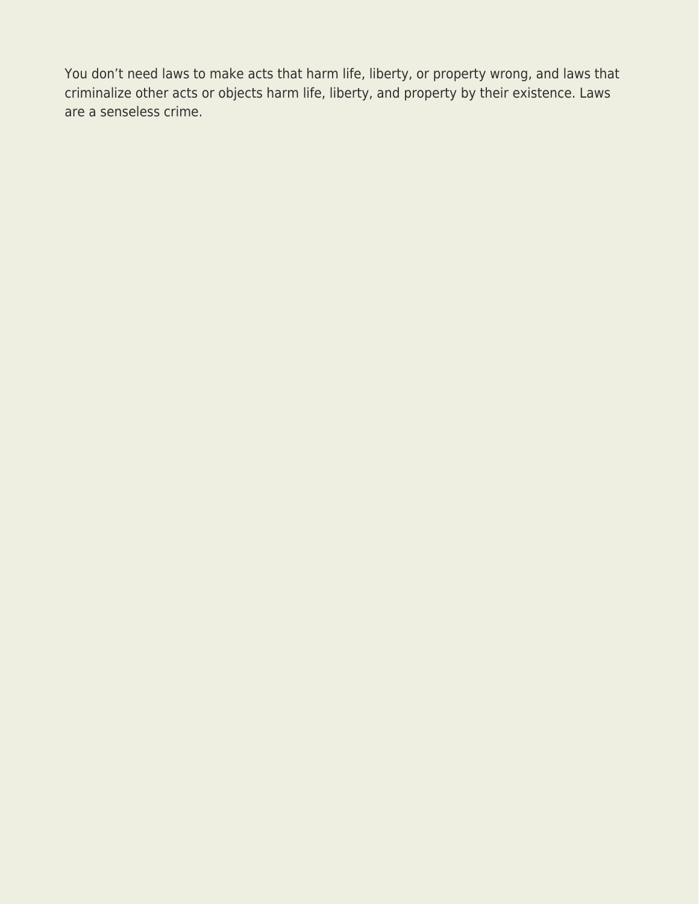You don’t need laws to make acts that harm life, liberty, or property wrong, and laws that criminalize other acts or objects harm life, liberty, and property by their existence. Laws are a senseless crime.